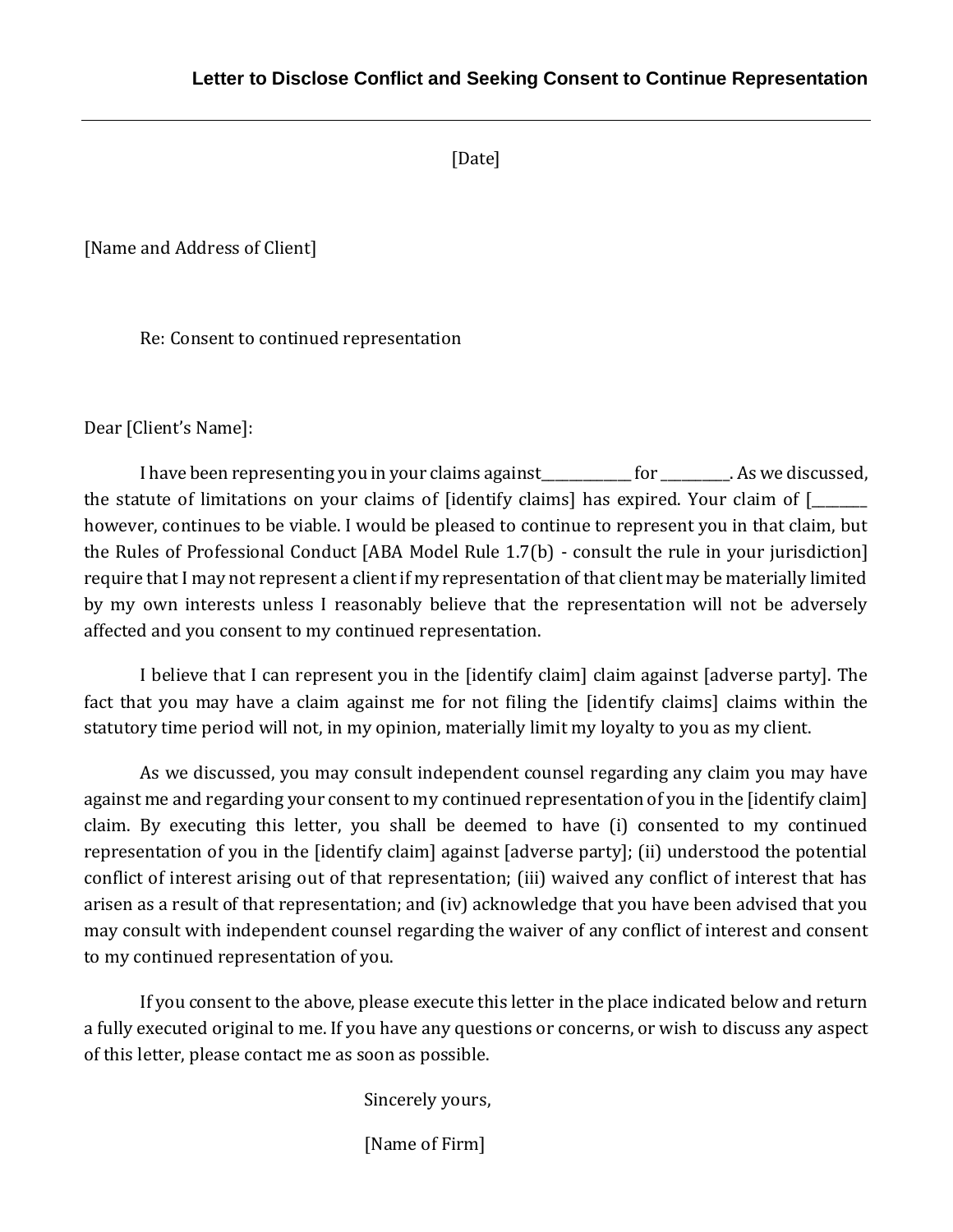## Letter to Disclose Conflict and Seeking Consent to Continue Representation

---

[Date]

[Name and Address of Client]

Re: Consent to continued representation

Dear [Client's Name]:

I have been representing you in your claims against_____________ for __________. As we discussed, the statute of limitations on your claims of [identify claims] has expired. Your claim of [________ however, continues to be viable. I would be pleased to continue to represent you in that claim, but the Rules of Professional Conduct [ABA Model Rule 1.7(b) - consult the rule in your jurisdiction] require that I may not represent a client if my representation of that client may be materially limited by my own interests unless I reasonably believe that the representation will not be adversely affected and you consent to my continued representation.

I believe that I can represent you in the [identify claim] claim against [adverse party]. The fact that you may have a claim against me for not filing the [identify claims] claims within the statutory time period will not, in my opinion, materially limit my loyalty to you as my client.

As we discussed, you may consult independent counsel regarding any claim you may have against me and regarding your consent to my continued representation of you in the [identify claim] claim. By executing this letter, you shall be deemed to have (i) consented to my continued representation of you in the [identify claim] against [adverse party]; (ii) understood the potential conflict of interest arising out of that representation; (iii) waived any conflict of interest that has arisen as a result of that representation; and (iv) acknowledge that you have been advised that you may consult with independent counsel regarding the waiver of any conflict of interest and consent to my continued representation of you.

If you consent to the above, please execute this letter in the place indicated below and return a fully executed original to me. If you have any questions or concerns, or wish to discuss any aspect of this letter, please contact me as soon as possible.

Sincerely yours,

[Name of Firm]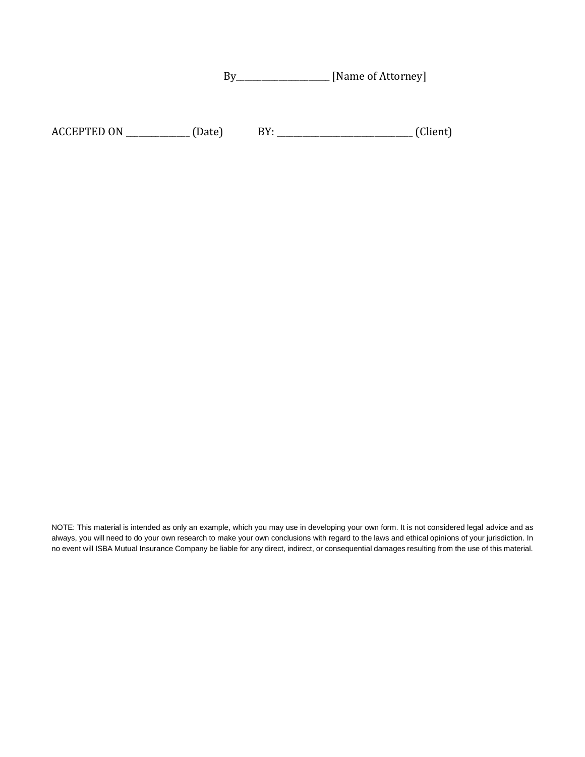By______________________ [Name of Attorney]

ACCEPTED ON ________________ (Date)                BY: ________________________________ (Client)

NOTE: This material is intended as only an example, which you may use in developing your own form. It is not considered legal advice and as always, you will need to do your own research to make your own conclusions with regard to the laws and ethical opinions of your jurisdiction. In no event will ISBA Mutual Insurance Company be liable for any direct, indirect, or consequential damages resulting from the use of this material.